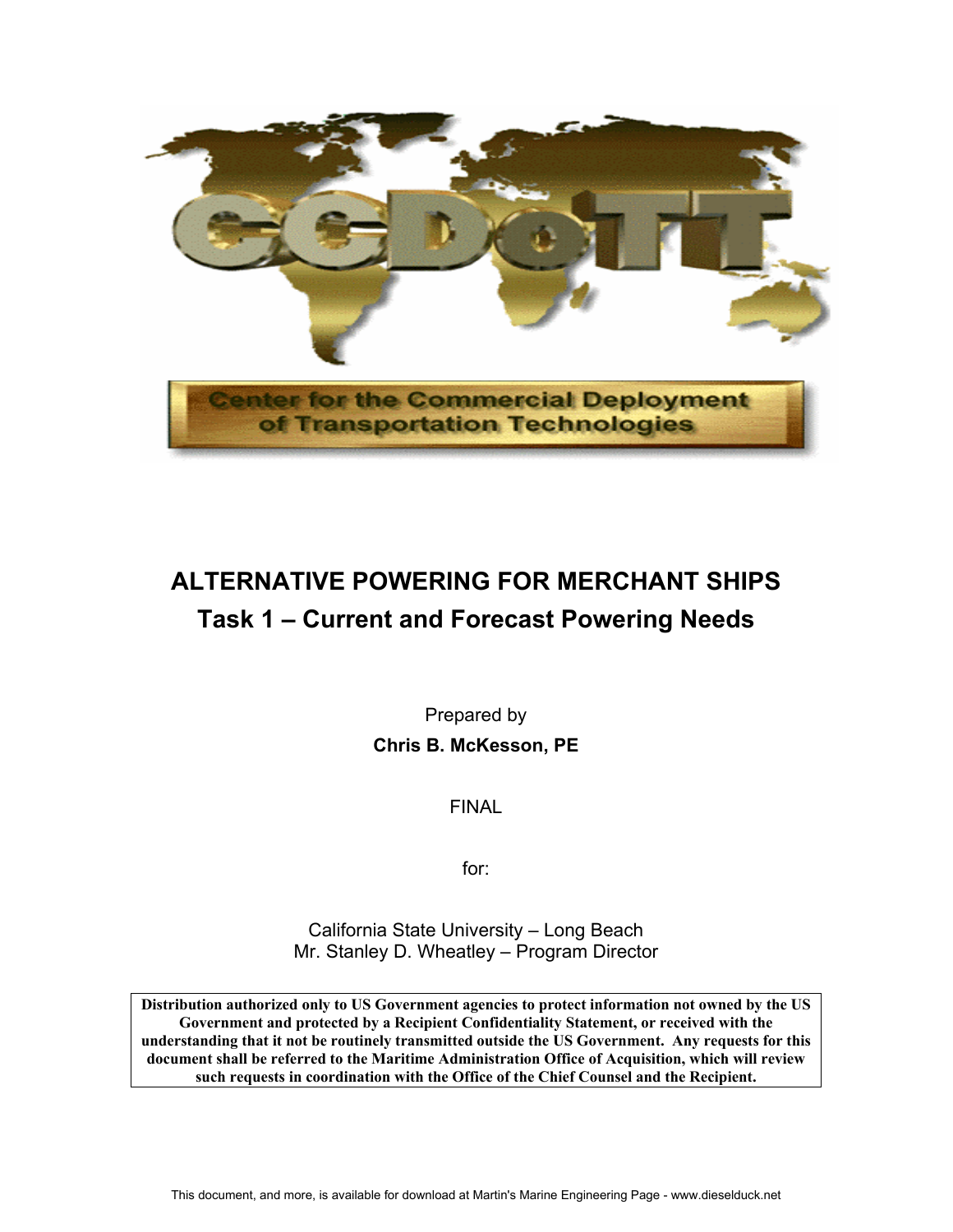CCDoTT

Center for the Commercial Deployment of Transportation Technologies

# ALTERNATIVE POWERING FOR MERCHANT SHIPS

## Task 1 – Current and Forecast Powering Needs

Prepared by

**Chris B. McKesson, PE**

FINAL

for:

California State University – Long Beach
Mr. Stanley D. Wheatley – Program Director

**Distribution authorized only to US Government agencies to protect information not owned by the US Government and protected by a Recipient Confidentiality Statement, or received with the understanding that it not be routinely transmitted outside the US Government. Any requests for this document shall be referred to the Maritime Administration Office of Acquisition, which will review such requests in coordination with the Office of the Chief Counsel and the Recipient.**

This document, and more, is available for download at Martin's Marine Engineering Page - www.dieselduck.net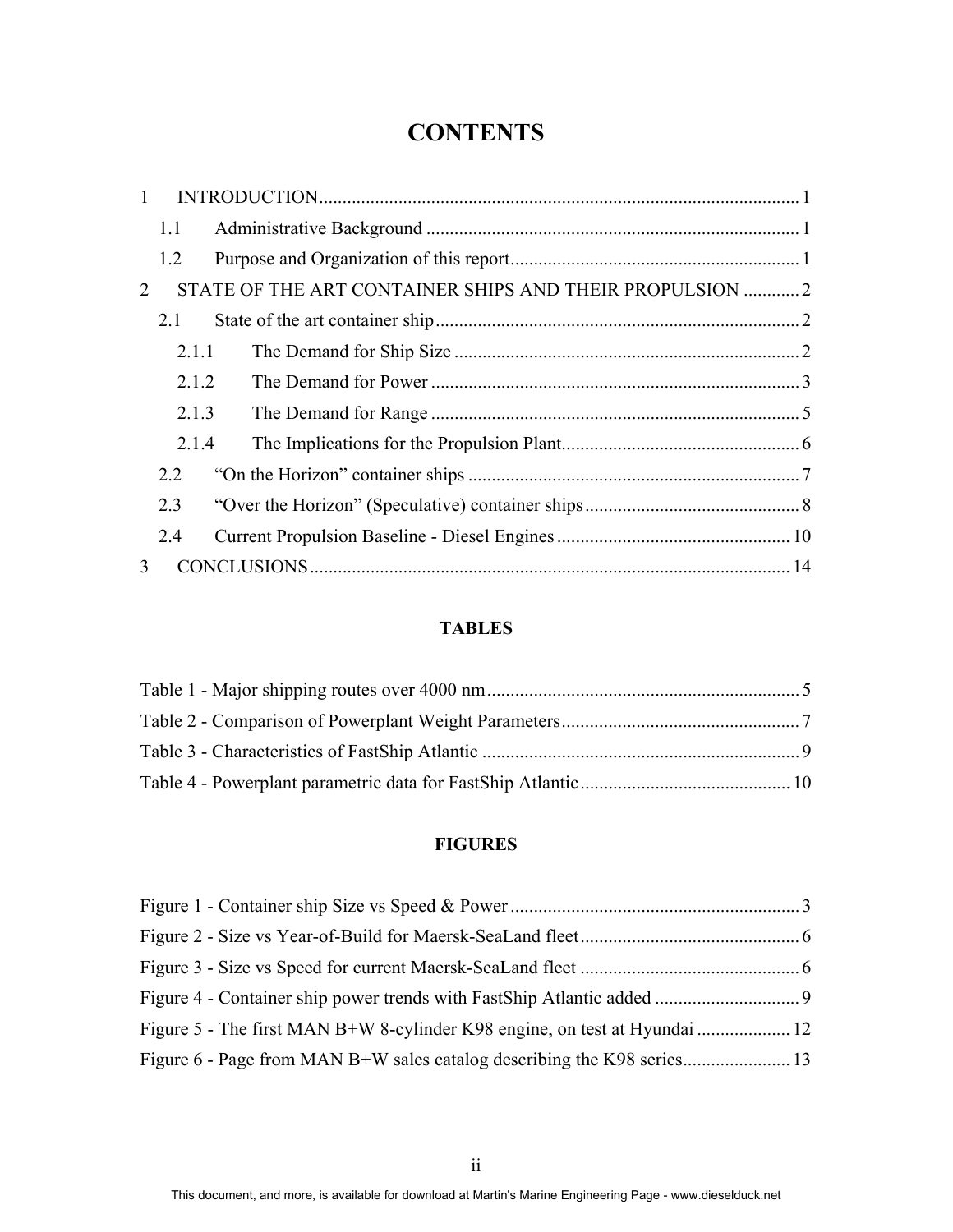# CONTENTS

1 INTRODUCTION ........................................................................................................ 1
  1.1 Administrative Background ................................................................................ 1
  1.2 Purpose and Organization of this report ............................................................. 1
2 STATE OF THE ART CONTAINER SHIPS AND THEIR PROPULSION ............ 2
  2.1 State of the art container ship .............................................................................. 2
    2.1.1 The Demand for Ship Size .......................................................................... 2
    2.1.2 The Demand for Power ............................................................................... 3
    2.1.3 The Demand for Range ............................................................................... 5
    2.1.4 The Implications for the Propulsion Plant ................................................... 6
  2.2 "On the Horizon" container ships ....................................................................... 7
  2.3 "Over the Horizon" (Speculative) container ships .............................................. 8
  2.4 Current Propulsion Baseline - Diesel Engines .................................................. 10
3 CONCLUSIONS ....................................................................................................... 14

## TABLES

Table 1 - Major shipping routes over 4000 nm ................................................................... 5
Table 2 - Comparison of Powerplant Weight Parameters ................................................... 7
Table 3 - Characteristics of FastShip Atlantic .................................................................... 9
Table 4 - Powerplant parametric data for FastShip Atlantic ............................................. 10

## FIGURES

Figure 1 - Container ship Size vs Speed & Power ............................................................. 3
Figure 2 - Size vs Year-of-Build for Maersk-SeaLand fleet ............................................... 6
Figure 3 - Size vs Speed for current Maersk-SeaLand fleet ............................................... 6
Figure 4 - Container ship power trends with FastShip Atlantic added ............................... 9
Figure 5 - The first MAN B+W 8-cylinder K98 engine, on test at Hyundai .................... 12
Figure 6 - Page from MAN B+W sales catalog describing the K98 series ....................... 13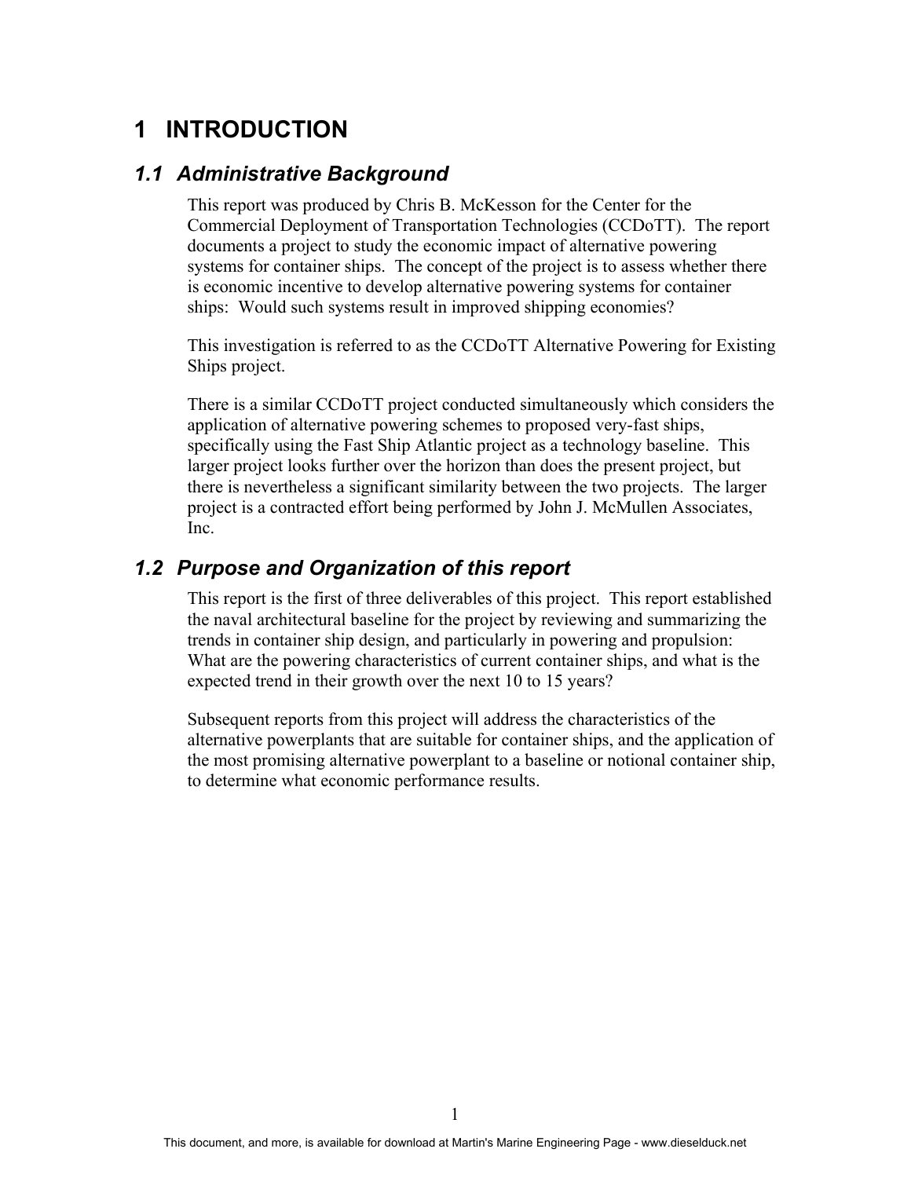# 1 INTRODUCTION

## *1.1 Administrative Background*

This report was produced by Chris B. McKesson for the Center for the Commercial Deployment of Transportation Technologies (CCDoTT). The report documents a project to study the economic impact of alternative powering systems for container ships. The concept of the project is to assess whether there is economic incentive to develop alternative powering systems for container ships: Would such systems result in improved shipping economies?

This investigation is referred to as the CCDoTT Alternative Powering for Existing Ships project.

There is a similar CCDoTT project conducted simultaneously which considers the application of alternative powering schemes to proposed very-fast ships, specifically using the Fast Ship Atlantic project as a technology baseline. This larger project looks further over the horizon than does the present project, but there is nevertheless a significant similarity between the two projects. The larger project is a contracted effort being performed by John J. McMullen Associates, Inc.

## *1.2 Purpose and Organization of this report*

This report is the first of three deliverables of this project. This report established the naval architectural baseline for the project by reviewing and summarizing the trends in container ship design, and particularly in powering and propulsion: What are the powering characteristics of current container ships, and what is the expected trend in their growth over the next 10 to 15 years?

Subsequent reports from this project will address the characteristics of the alternative powerplants that are suitable for container ships, and the application of the most promising alternative powerplant to a baseline or notional container ship, to determine what economic performance results.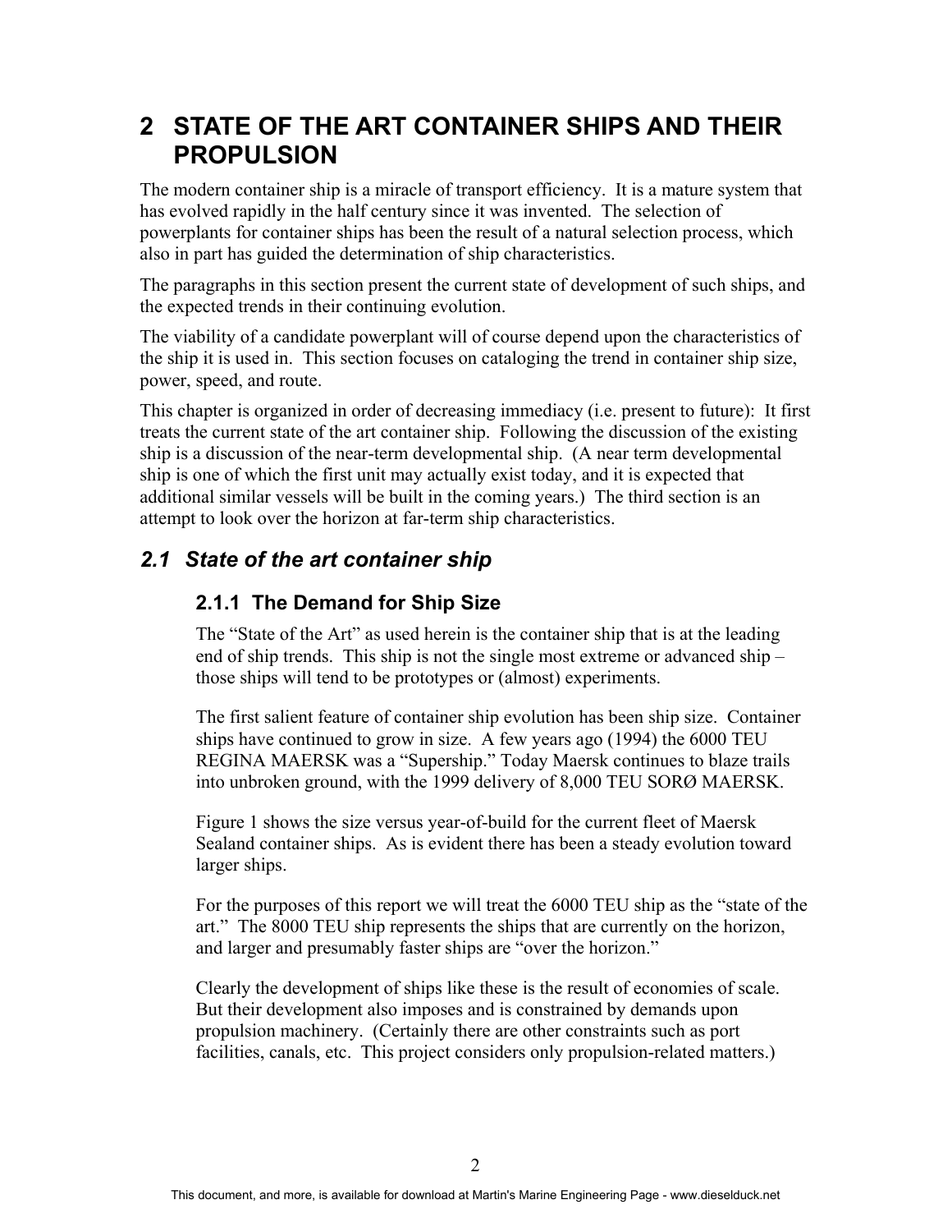# 2 STATE OF THE ART CONTAINER SHIPS AND THEIR PROPULSION

The modern container ship is a miracle of transport efficiency. It is a mature system that has evolved rapidly in the half century since it was invented. The selection of powerplants for container ships has been the result of a natural selection process, which also in part has guided the determination of ship characteristics.

The paragraphs in this section present the current state of development of such ships, and the expected trends in their continuing evolution.

The viability of a candidate powerplant will of course depend upon the characteristics of the ship it is used in. This section focuses on cataloging the trend in container ship size, power, speed, and route.

This chapter is organized in order of decreasing immediacy (i.e. present to future): It first treats the current state of the art container ship. Following the discussion of the existing ship is a discussion of the near-term developmental ship. (A near term developmental ship is one of which the first unit may actually exist today, and it is expected that additional similar vessels will be built in the coming years.) The third section is an attempt to look over the horizon at far-term ship characteristics.

## *2.1 State of the art container ship*

### 2.1.1 The Demand for Ship Size

The "State of the Art" as used herein is the container ship that is at the leading end of ship trends. This ship is not the single most extreme or advanced ship – those ships will tend to be prototypes or (almost) experiments.

The first salient feature of container ship evolution has been ship size. Container ships have continued to grow in size. A few years ago (1994) the 6000 TEU REGINA MAERSK was a "Supership." Today Maersk continues to blaze trails into unbroken ground, with the 1999 delivery of 8,000 TEU SORØ MAERSK.

Figure 1 shows the size versus year-of-build for the current fleet of Maersk Sealand container ships. As is evident there has been a steady evolution toward larger ships.

For the purposes of this report we will treat the 6000 TEU ship as the "state of the art." The 8000 TEU ship represents the ships that are currently on the horizon, and larger and presumably faster ships are "over the horizon."

Clearly the development of ships like these is the result of economies of scale. But their development also imposes and is constrained by demands upon propulsion machinery. (Certainly there are other constraints such as port facilities, canals, etc. This project considers only propulsion-related matters.)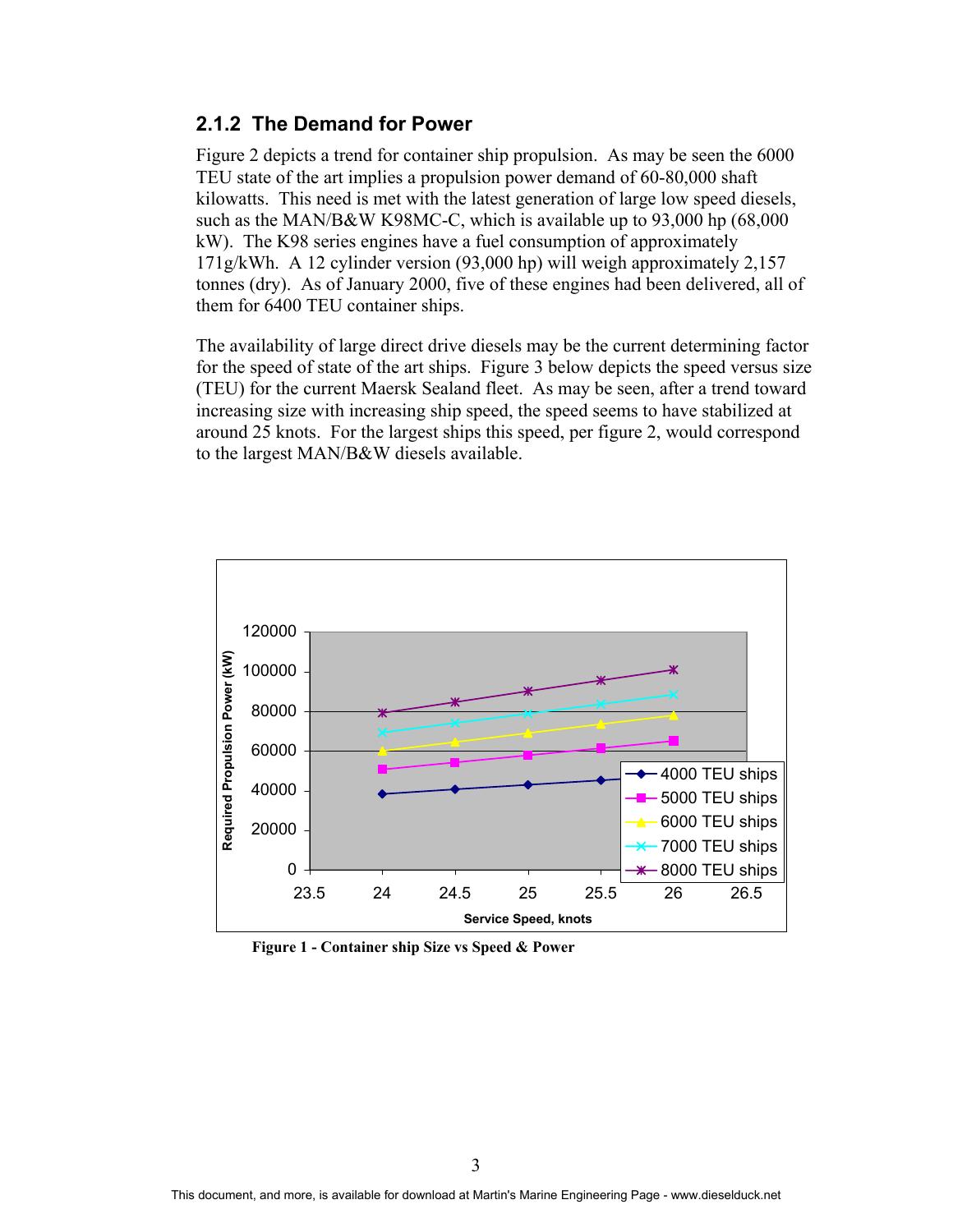### 2.1.2 The Demand for Power

Figure 2 depicts a trend for container ship propulsion. As may be seen the 6000 TEU state of the art implies a propulsion power demand of 60-80,000 shaft kilowatts. This need is met with the latest generation of large low speed diesels, such as the MAN/B&W K98MC-C, which is available up to 93,000 hp (68,000 kW). The K98 series engines have a fuel consumption of approximately 171g/kWh. A 12 cylinder version (93,000 hp) will weigh approximately 2,157 tonnes (dry). As of January 2000, five of these engines had been delivered, all of them for 6400 TEU container ships.

The availability of large direct drive diesels may be the current determining factor for the speed of state of the art ships. Figure 3 below depicts the speed versus size (TEU) for the current Maersk Sealand fleet. As may be seen, after a trend toward increasing size with increasing ship speed, the speed seems to have stabilized at around 25 knots. For the largest ships this speed, per figure 2, would correspond to the largest MAN/B&W diesels available.

**Figure 1 - Container ship Size vs Speed & Power**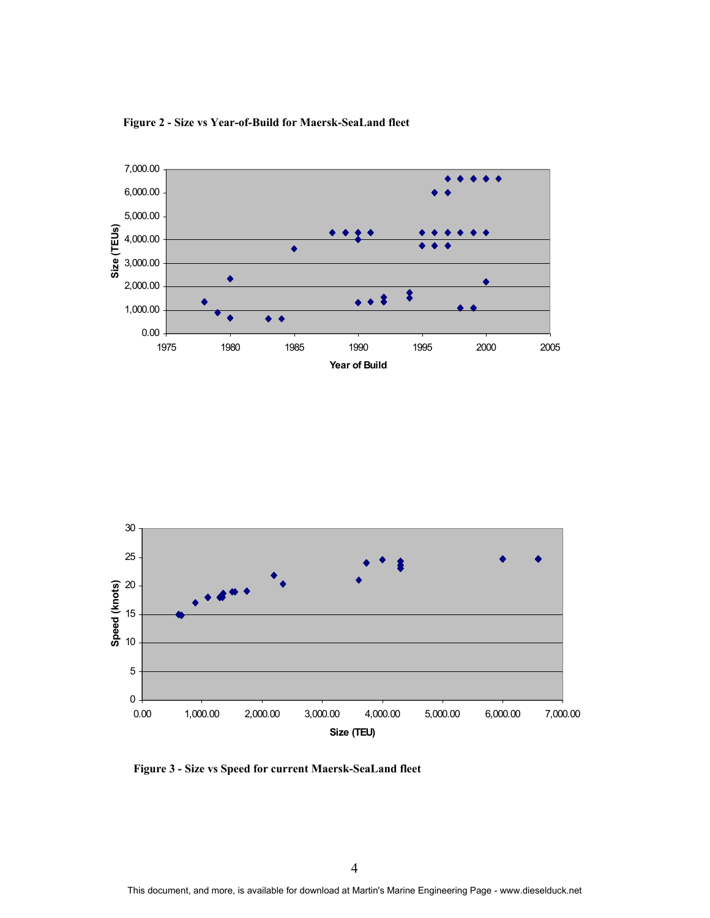**Figure 2 - Size vs Year-of-Build for Maersk-SeaLand fleet**

**Figure 3 - Size vs Speed for current Maersk-SeaLand fleet**

This document, and more, is available for download at Martin's Marine Engineering Page - www.dieselduck.net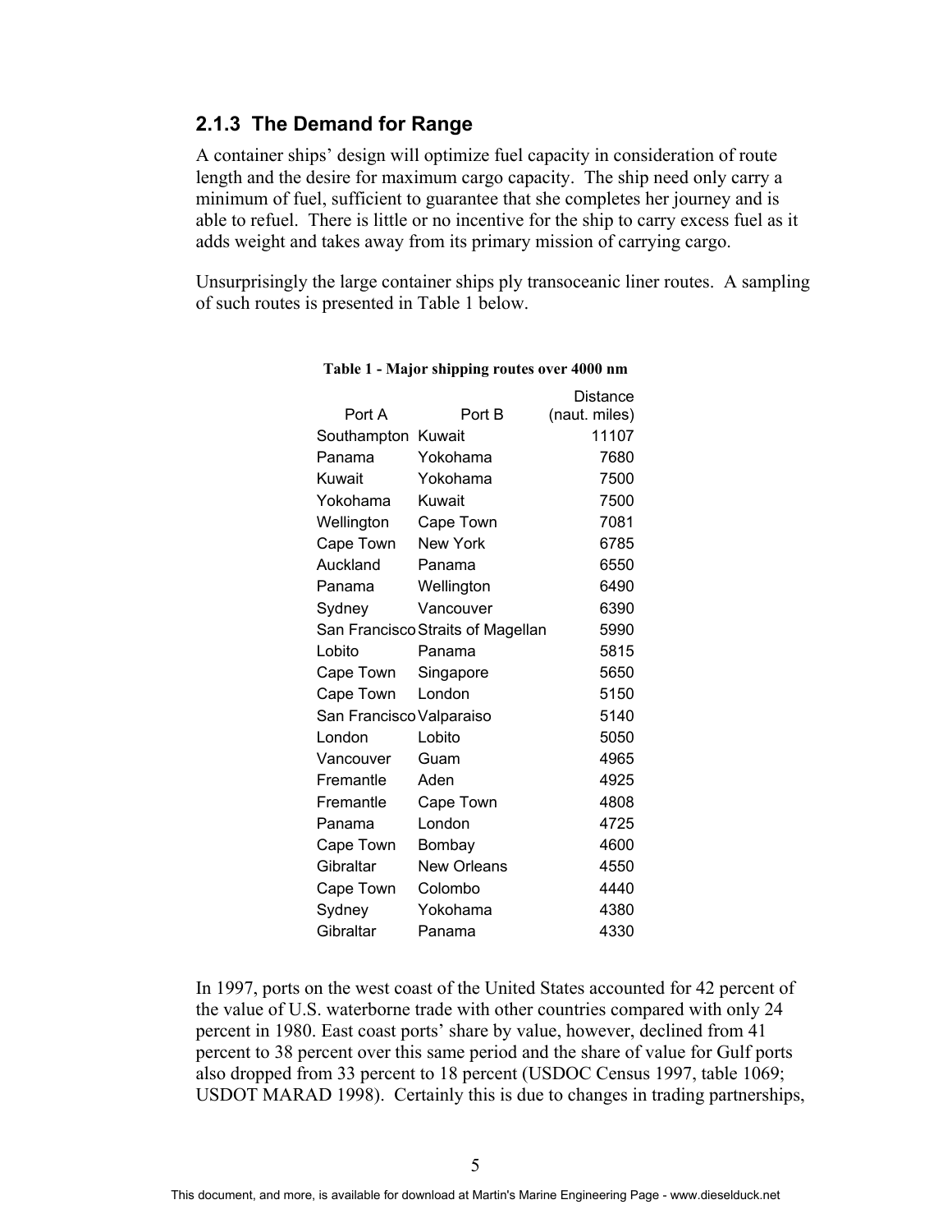### 2.1.3 The Demand for Range

A container ships' design will optimize fuel capacity in consideration of route length and the desire for maximum cargo capacity. The ship need only carry a minimum of fuel, sufficient to guarantee that she completes her journey and is able to refuel. There is little or no incentive for the ship to carry excess fuel as it adds weight and takes away from its primary mission of carrying cargo.

Unsurprisingly the large container ships ply transoceanic liner routes. A sampling of such routes is presented in Table 1 below.

**Table 1 - Major shipping routes over 4000 nm**

| Port A | Port B | Distance (naut. miles) |
|---|---|---|
| Southampton | Kuwait | 11107 |
| Panama | Yokohama | 7680 |
| Kuwait | Yokohama | 7500 |
| Yokohama | Kuwait | 7500 |
| Wellington | Cape Town | 7081 |
| Cape Town | New York | 6785 |
| Auckland | Panama | 6550 |
| Panama | Wellington | 6490 |
| Sydney | Vancouver | 6390 |
| San Francisco | Straits of Magellan | 5990 |
| Lobito | Panama | 5815 |
| Cape Town | Singapore | 5650 |
| Cape Town | London | 5150 |
| San Francisco | Valparaiso | 5140 |
| London | Lobito | 5050 |
| Vancouver | Guam | 4965 |
| Fremantle | Aden | 4925 |
| Fremantle | Cape Town | 4808 |
| Panama | London | 4725 |
| Cape Town | Bombay | 4600 |
| Gibraltar | New Orleans | 4550 |
| Cape Town | Colombo | 4440 |
| Sydney | Yokohama | 4380 |
| Gibraltar | Panama | 4330 |

In 1997, ports on the west coast of the United States accounted for 42 percent of the value of U.S. waterborne trade with other countries compared with only 24 percent in 1980. East coast ports' share by value, however, declined from 41 percent to 38 percent over this same period and the share of value for Gulf ports also dropped from 33 percent to 18 percent (USDOC Census 1997, table 1069; USDOT MARAD 1998). Certainly this is due to changes in trading partnerships,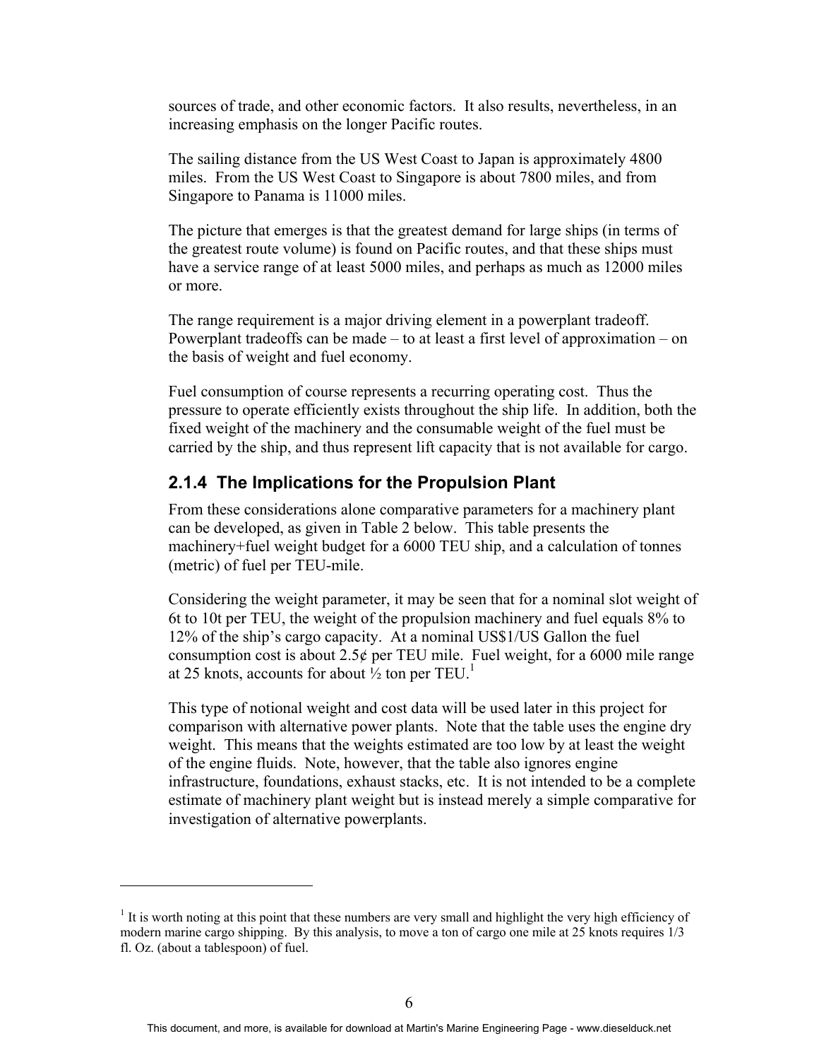sources of trade, and other economic factors. It also results, nevertheless, in an increasing emphasis on the longer Pacific routes.

The sailing distance from the US West Coast to Japan is approximately 4800 miles. From the US West Coast to Singapore is about 7800 miles, and from Singapore to Panama is 11000 miles.

The picture that emerges is that the greatest demand for large ships (in terms of the greatest route volume) is found on Pacific routes, and that these ships must have a service range of at least 5000 miles, and perhaps as much as 12000 miles or more.

The range requirement is a major driving element in a powerplant tradeoff. Powerplant tradeoffs can be made – to at least a first level of approximation – on the basis of weight and fuel economy.

Fuel consumption of course represents a recurring operating cost. Thus the pressure to operate efficiently exists throughout the ship life. In addition, both the fixed weight of the machinery and the consumable weight of the fuel must be carried by the ship, and thus represent lift capacity that is not available for cargo.

### 2.1.4 The Implications for the Propulsion Plant

From these considerations alone comparative parameters for a machinery plant can be developed, as given in Table 2 below. This table presents the machinery+fuel weight budget for a 6000 TEU ship, and a calculation of tonnes (metric) of fuel per TEU-mile.

Considering the weight parameter, it may be seen that for a nominal slot weight of 6t to 10t per TEU, the weight of the propulsion machinery and fuel equals 8% to 12% of the ship's cargo capacity. At a nominal US$1/US Gallon the fuel consumption cost is about 2.5¢ per TEU mile. Fuel weight, for a 6000 mile range at 25 knots, accounts for about ½ ton per TEU.[1]

This type of notional weight and cost data will be used later in this project for comparison with alternative power plants. Note that the table uses the engine dry weight. This means that the weights estimated are too low by at least the weight of the engine fluids. Note, however, that the table also ignores engine infrastructure, foundations, exhaust stacks, etc. It is not intended to be a complete estimate of machinery plant weight but is instead merely a simple comparative for investigation of alternative powerplants.

---

[1] It is worth noting at this point that these numbers are very small and highlight the very high efficiency of modern marine cargo shipping. By this analysis, to move a ton of cargo one mile at 25 knots requires 1/3 fl. Oz. (about a tablespoon) of fuel.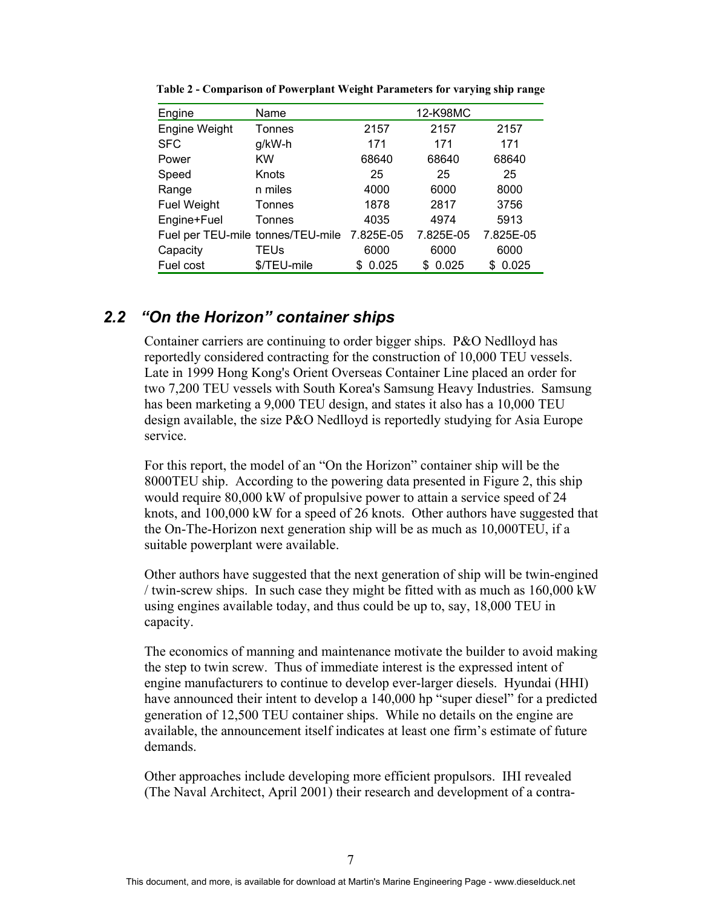**Table 2 - Comparison of Powerplant Weight Parameters for varying ship range**

| Engine | Name | 12-K98MC | | |
|---|---|---|---|---|
| Engine Weight | Tonnes | 2157 | 2157 | 2157 |
| SFC | g/kW-h | 171 | 171 | 171 |
| Power | KW | 68640 | 68640 | 68640 |
| Speed | Knots | 25 | 25 | 25 |
| Range | n miles | 4000 | 6000 | 8000 |
| Fuel Weight | Tonnes | 1878 | 2817 | 3756 |
| Engine+Fuel | Tonnes | 4035 | 4974 | 5913 |
| Fuel per TEU-mile | tonnes/TEU-mile | 7.825E-05 | 7.825E-05 | 7.825E-05 |
| Capacity | TEUs | 6000 | 6000 | 6000 |
| Fuel cost | $/TEU-mile | $ 0.025 | $ 0.025 | $ 0.025 |

## *2.2 "On the Horizon" container ships*

Container carriers are continuing to order bigger ships. P&O Nedlloyd has reportedly considered contracting for the construction of 10,000 TEU vessels. Late in 1999 Hong Kong's Orient Overseas Container Line placed an order for two 7,200 TEU vessels with South Korea's Samsung Heavy Industries. Samsung has been marketing a 9,000 TEU design, and states it also has a 10,000 TEU design available, the size P&O Nedlloyd is reportedly studying for Asia Europe service.

For this report, the model of an "On the Horizon" container ship will be the 8000TEU ship. According to the powering data presented in Figure 2, this ship would require 80,000 kW of propulsive power to attain a service speed of 24 knots, and 100,000 kW for a speed of 26 knots. Other authors have suggested that the On-The-Horizon next generation ship will be as much as 10,000TEU, if a suitable powerplant were available.

Other authors have suggested that the next generation of ship will be twin-engined / twin-screw ships. In such case they might be fitted with as much as 160,000 kW using engines available today, and thus could be up to, say, 18,000 TEU in capacity.

The economics of manning and maintenance motivate the builder to avoid making the step to twin screw. Thus of immediate interest is the expressed intent of engine manufacturers to continue to develop ever-larger diesels. Hyundai (HHI) have announced their intent to develop a 140,000 hp "super diesel" for a predicted generation of 12,500 TEU container ships. While no details on the engine are available, the announcement itself indicates at least one firm's estimate of future demands.

Other approaches include developing more efficient propulsors. IHI revealed (The Naval Architect, April 2001) their research and development of a contra-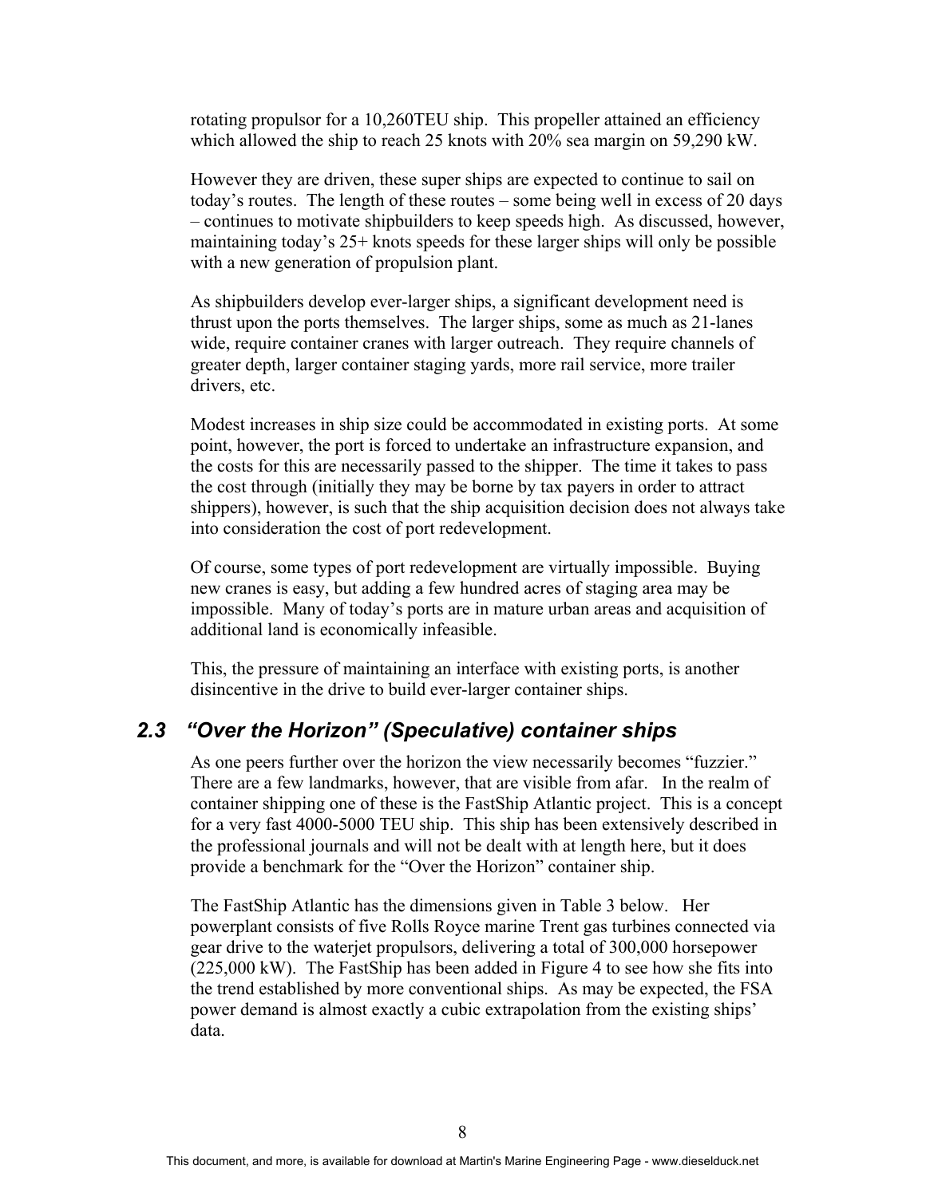rotating propulsor for a 10,260TEU ship. This propeller attained an efficiency which allowed the ship to reach 25 knots with 20% sea margin on 59,290 kW.

However they are driven, these super ships are expected to continue to sail on today's routes. The length of these routes – some being well in excess of 20 days – continues to motivate shipbuilders to keep speeds high. As discussed, however, maintaining today's 25+ knots speeds for these larger ships will only be possible with a new generation of propulsion plant.

As shipbuilders develop ever-larger ships, a significant development need is thrust upon the ports themselves. The larger ships, some as much as 21-lanes wide, require container cranes with larger outreach. They require channels of greater depth, larger container staging yards, more rail service, more trailer drivers, etc.

Modest increases in ship size could be accommodated in existing ports. At some point, however, the port is forced to undertake an infrastructure expansion, and the costs for this are necessarily passed to the shipper. The time it takes to pass the cost through (initially they may be borne by tax payers in order to attract shippers), however, is such that the ship acquisition decision does not always take into consideration the cost of port redevelopment.

Of course, some types of port redevelopment are virtually impossible. Buying new cranes is easy, but adding a few hundred acres of staging area may be impossible. Many of today's ports are in mature urban areas and acquisition of additional land is economically infeasible.

This, the pressure of maintaining an interface with existing ports, is another disincentive in the drive to build ever-larger container ships.

## 2.3 "Over the Horizon" (Speculative) container ships

As one peers further over the horizon the view necessarily becomes "fuzzier." There are a few landmarks, however, that are visible from afar. In the realm of container shipping one of these is the FastShip Atlantic project. This is a concept for a very fast 4000-5000 TEU ship. This ship has been extensively described in the professional journals and will not be dealt with at length here, but it does provide a benchmark for the "Over the Horizon" container ship.

The FastShip Atlantic has the dimensions given in Table 3 below. Her powerplant consists of five Rolls Royce marine Trent gas turbines connected via gear drive to the waterjet propulsors, delivering a total of 300,000 horsepower (225,000 kW). The FastShip has been added in Figure 4 to see how she fits into the trend established by more conventional ships. As may be expected, the FSA power demand is almost exactly a cubic extrapolation from the existing ships' data.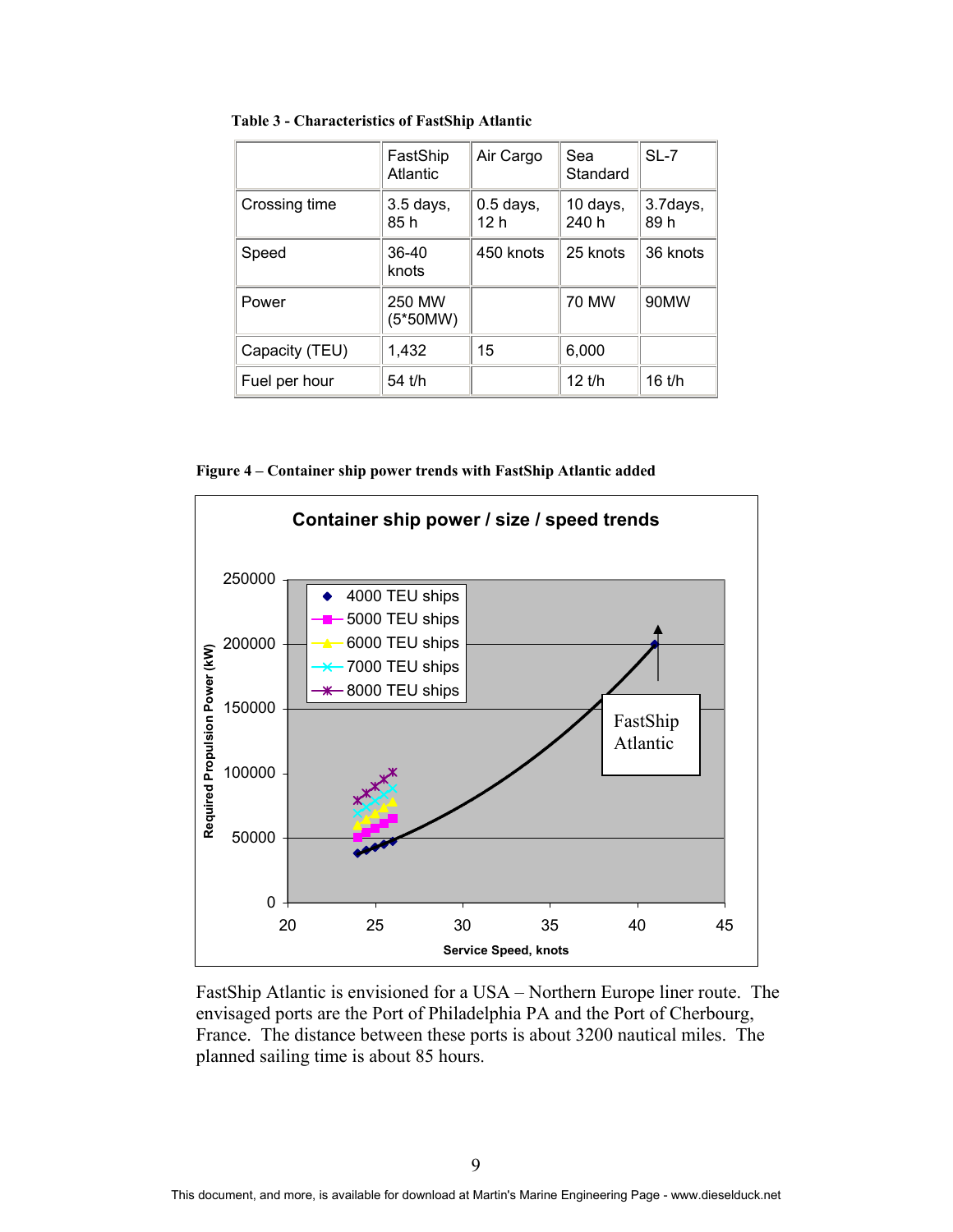**Table 3 - Characteristics of FastShip Atlantic**

| | FastShip Atlantic | Air Cargo | Sea Standard | SL-7 |
|---|---|---|---|---|
| Crossing time | 3.5 days, 85 h | 0.5 days, 12 h | 10 days, 240 h | 3.7days, 89 h |
| Speed | 36-40 knots | 450 knots | 25 knots | 36 knots |
| Power | 250 MW (5*50MW) | | 70 MW | 90MW |
| Capacity (TEU) | 1,432 | 15 | 6,000 | |
| Fuel per hour | 54 t/h | | 12 t/h | 16 t/h |

**Figure 4 – Container ship power trends with FastShip Atlantic added**

FastShip Atlantic is envisioned for a USA – Northern Europe liner route. The envisaged ports are the Port of Philadelphia PA and the Port of Cherbourg, France. The distance between these ports is about 3200 nautical miles. The planned sailing time is about 85 hours.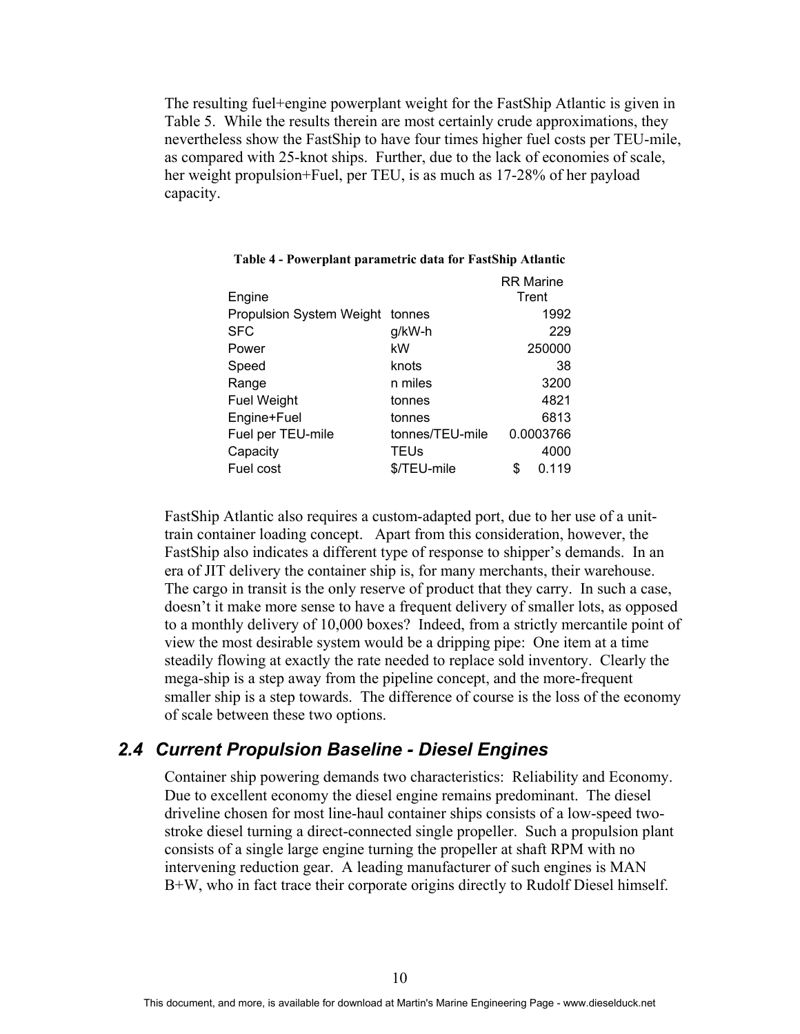The resulting fuel+engine powerplant weight for the FastShip Atlantic is given in Table 5. While the results therein are most certainly crude approximations, they nevertheless show the FastShip to have four times higher fuel costs per TEU-mile, as compared with 25-knot ships. Further, due to the lack of economies of scale, her weight propulsion+Fuel, per TEU, is as much as 17-28% of her payload capacity.

**Table 4 - Powerplant parametric data for FastShip Atlantic**

| Engine | | RR Marine Trent |
|---|---|---|
| Propulsion System Weight | tonnes | 1992 |
| SFC | g/kW-h | 229 |
| Power | kW | 250000 |
| Speed | knots | 38 |
| Range | n miles | 3200 |
| Fuel Weight | tonnes | 4821 |
| Engine+Fuel | tonnes | 6813 |
| Fuel per TEU-mile | tonnes/TEU-mile | 0.0003766 |
| Capacity | TEUs | 4000 |
| Fuel cost | $/TEU-mile | $ 0.119 |

FastShip Atlantic also requires a custom-adapted port, due to her use of a unit-train container loading concept. Apart from this consideration, however, the FastShip also indicates a different type of response to shipper's demands. In an era of JIT delivery the container ship is, for many merchants, their warehouse. The cargo in transit is the only reserve of product that they carry. In such a case, doesn't it make more sense to have a frequent delivery of smaller lots, as opposed to a monthly delivery of 10,000 boxes? Indeed, from a strictly mercantile point of view the most desirable system would be a dripping pipe: One item at a time steadily flowing at exactly the rate needed to replace sold inventory. Clearly the mega-ship is a step away from the pipeline concept, and the more-frequent smaller ship is a step towards. The difference of course is the loss of the economy of scale between these two options.

## *2.4 Current Propulsion Baseline - Diesel Engines*

Container ship powering demands two characteristics: Reliability and Economy. Due to excellent economy the diesel engine remains predominant. The diesel driveline chosen for most line-haul container ships consists of a low-speed two-stroke diesel turning a direct-connected single propeller. Such a propulsion plant consists of a single large engine turning the propeller at shaft RPM with no intervening reduction gear. A leading manufacturer of such engines is MAN B+W, who in fact trace their corporate origins directly to Rudolf Diesel himself.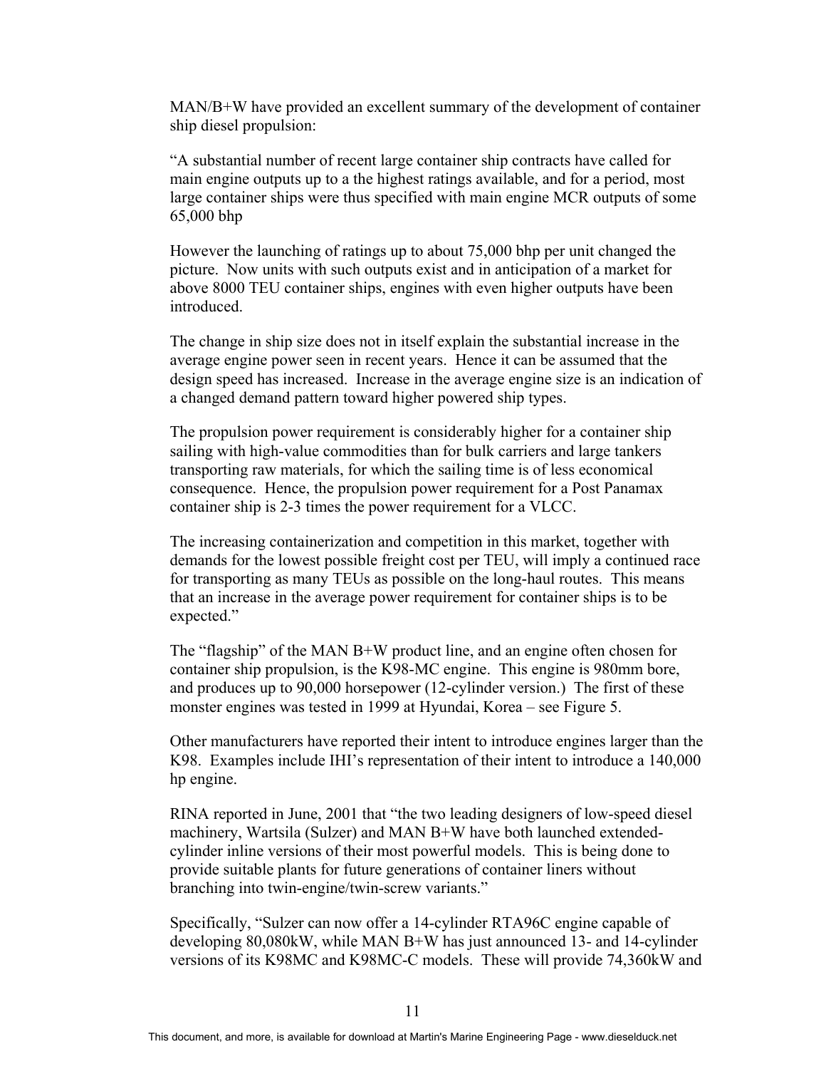MAN/B+W have provided an excellent summary of the development of container ship diesel propulsion:

"A substantial number of recent large container ship contracts have called for main engine outputs up to a the highest ratings available, and for a period, most large container ships were thus specified with main engine MCR outputs of some 65,000 bhp

However the launching of ratings up to about 75,000 bhp per unit changed the picture. Now units with such outputs exist and in anticipation of a market for above 8000 TEU container ships, engines with even higher outputs have been introduced.

The change in ship size does not in itself explain the substantial increase in the average engine power seen in recent years. Hence it can be assumed that the design speed has increased. Increase in the average engine size is an indication of a changed demand pattern toward higher powered ship types.

The propulsion power requirement is considerably higher for a container ship sailing with high-value commodities than for bulk carriers and large tankers transporting raw materials, for which the sailing time is of less economical consequence. Hence, the propulsion power requirement for a Post Panamax container ship is 2-3 times the power requirement for a VLCC.

The increasing containerization and competition in this market, together with demands for the lowest possible freight cost per TEU, will imply a continued race for transporting as many TEUs as possible on the long-haul routes. This means that an increase in the average power requirement for container ships is to be expected."

The "flagship" of the MAN B+W product line, and an engine often chosen for container ship propulsion, is the K98-MC engine. This engine is 980mm bore, and produces up to 90,000 horsepower (12-cylinder version.) The first of these monster engines was tested in 1999 at Hyundai, Korea – see Figure 5.

Other manufacturers have reported their intent to introduce engines larger than the K98. Examples include IHI's representation of their intent to introduce a 140,000 hp engine.

RINA reported in June, 2001 that "the two leading designers of low-speed diesel machinery, Wartsila (Sulzer) and MAN B+W have both launched extended-cylinder inline versions of their most powerful models. This is being done to provide suitable plants for future generations of container liners without branching into twin-engine/twin-screw variants."

Specifically, "Sulzer can now offer a 14-cylinder RTA96C engine capable of developing 80,080kW, while MAN B+W has just announced 13- and 14-cylinder versions of its K98MC and K98MC-C models. These will provide 74,360kW and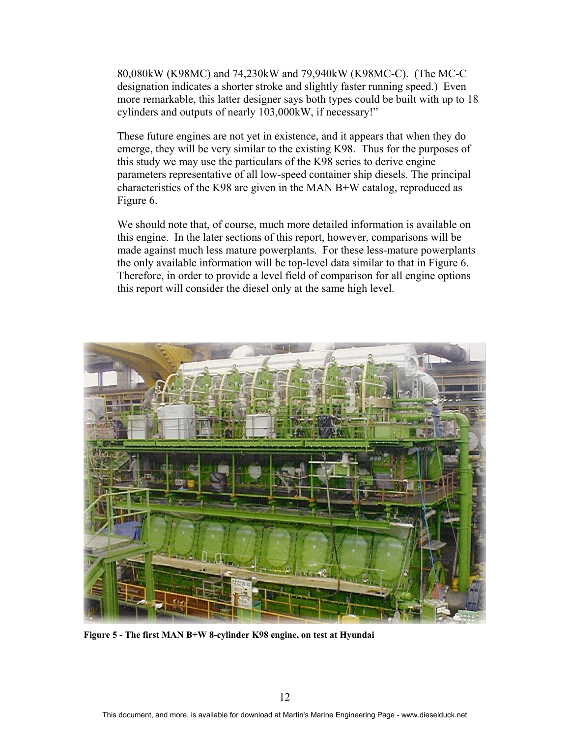80,080kW (K98MC) and 74,230kW and 79,940kW (K98MC-C). (The MC-C designation indicates a shorter stroke and slightly faster running speed.) Even more remarkable, this latter designer says both types could be built with up to 18 cylinders and outputs of nearly 103,000kW, if necessary!"

These future engines are not yet in existence, and it appears that when they do emerge, they will be very similar to the existing K98. Thus for the purposes of this study we may use the particulars of the K98 series to derive engine parameters representative of all low-speed container ship diesels. The principal characteristics of the K98 are given in the MAN B+W catalog, reproduced as Figure 6.

We should note that, of course, much more detailed information is available on this engine. In the later sections of this report, however, comparisons will be made against much less mature powerplants. For these less-mature powerplants the only available information will be top-level data similar to that in Figure 6. Therefore, in order to provide a level field of comparison for all engine options this report will consider the diesel only at the same high level.

**Figure 5 - The first MAN B+W 8-cylinder K98 engine, on test at Hyundai**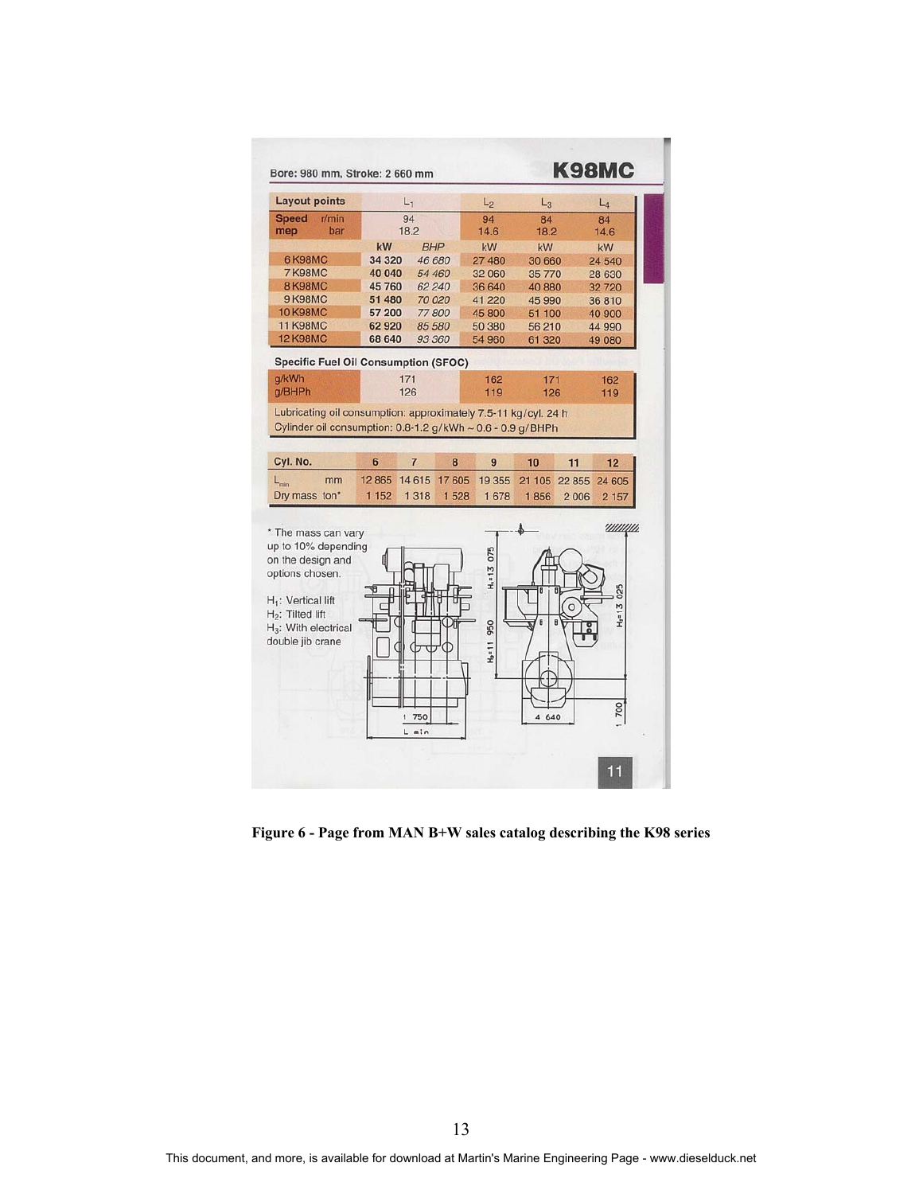Bore: 980 mm, Stroke: 2 660 mm

## K98MC

| Layout points | $L_1$ | | $L_2$ | $L_3$ | $L_4$ |
|---|---|---|---|---|---|
| Speed r/min | 94 | | 94 | 84 | 84 |
| mep bar | 18.2 | | 14.6 | 18.2 | 14.6 |
| | kW | *BHP* | kW | kW | kW |
| 6K98MC | 34 320 | *46 680* | 27 480 | 30 660 | 24 540 |
| 7K98MC | 40 040 | *54 460* | 32 060 | 35 770 | 28 630 |
| 8K98MC | 45 760 | *62 240* | 36 640 | 40 880 | 32 720 |
| 9K98MC | 51 480 | *70 020* | 41 220 | 45 990 | 36 810 |
| 10K98MC | 57 200 | *77 800* | 45 800 | 51 100 | 40 900 |
| 11K98MC | 62 920 | *85 580* | 50 380 | 56 210 | 44 990 |
| 12K98MC | 68 640 | *93 360* | 54 960 | 61 320 | 49 080 |

**Specific Fuel Oil Consumption (SFOC)**

| | $L_1$ | $L_2$ | $L_3$ | $L_4$ |
|---|---|---|---|---|
| g/kWh | 171 | 162 | 171 | 162 |
| g/BHPh | 126 | 119 | 126 | 119 |

Lubricating oil consumption: approximately 7.5-11 kg/cyl. 24 h
Cylinder oil consumption: 0.8-1.2 g/kWh ~ 0.6 - 0.9 g/BHPh

| Cyl. No. | 6 | 7 | 8 | 9 | 10 | 11 | 12 |
|---|---|---|---|---|---|---|---|
| $L_{min}$ mm | 12 865 | 14 615 | 17 605 | 19 355 | 21 105 | 22 855 | 24 605 |
| Dry mass ton* | 1 152 | 1 318 | 1 528 | 1 678 | 1 856 | 2 006 | 2 157 |

\* The mass can vary up to 10% depending on the design and options chosen.

$H_1$: Vertical lift
$H_2$: Tilted lift
$H_3$: With electrical double jib crane

$H_1$=13 075, $H_2$=11 950, $H_3$=13 025, 1 750, L min, 4 640, 1 700

**Figure 6 - Page from MAN B+W sales catalog describing the K98 series**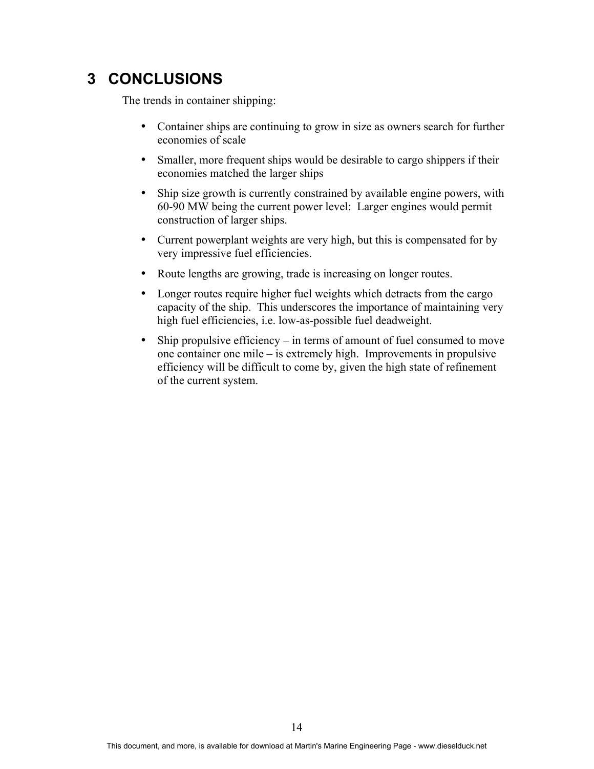# 3 CONCLUSIONS

The trends in container shipping:

- Container ships are continuing to grow in size as owners search for further economies of scale
- Smaller, more frequent ships would be desirable to cargo shippers if their economies matched the larger ships
- Ship size growth is currently constrained by available engine powers, with 60-90 MW being the current power level: Larger engines would permit construction of larger ships.
- Current powerplant weights are very high, but this is compensated for by very impressive fuel efficiencies.
- Route lengths are growing, trade is increasing on longer routes.
- Longer routes require higher fuel weights which detracts from the cargo capacity of the ship. This underscores the importance of maintaining very high fuel efficiencies, i.e. low-as-possible fuel deadweight.
- Ship propulsive efficiency – in terms of amount of fuel consumed to move one container one mile – is extremely high. Improvements in propulsive efficiency will be difficult to come by, given the high state of refinement of the current system.